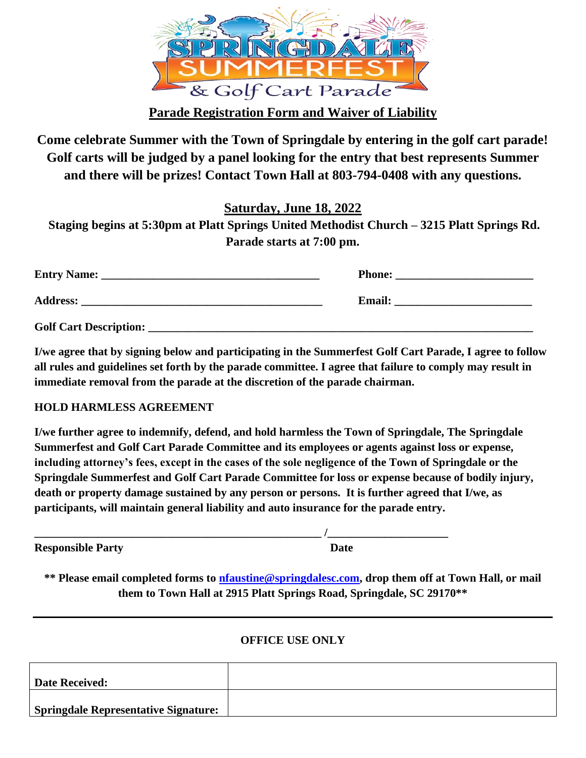# SPRINGDALE SUMMERFEST & Golf Cart Parade

## Parade Registration Form and Waiver of Liability

**Come celebrate Summer with the Town of Springdale by entering in the golf cart parade! Golf carts will be judged by a panel looking for the entry that best represents Summer and there will be prizes! Contact Town Hall at 803-794-0408 with any questions.**

**Saturday, June 18, 2022**

**Staging begins at 5:30pm at Platt Springs United Methodist Church – 3215 Platt Springs Rd.**
**Parade starts at 7:00 pm.**

**Entry Name:** _______________________________________ **Phone:** ________________________

**Address:** ___________________________________________ **Email:** ________________________

**Golf Cart Description:** ______________________________________________________________

**I/we agree that by signing below and participating in the Summerfest Golf Cart Parade, I agree to follow all rules and guidelines set forth by the parade committee. I agree that failure to comply may result in immediate removal from the parade at the discretion of the parade chairman.**

**HOLD HARMLESS AGREEMENT**

**I/we further agree to indemnify, defend, and hold harmless the Town of Springdale, The Springdale Summerfest and Golf Cart Parade Committee and its employees or agents against loss or expense, including attorney's fees, except in the cases of the sole negligence of the Town of Springdale or the Springdale Summerfest and Golf Cart Parade Committee for loss or expense because of bodily injury, death or property damage sustained by any person or persons. It is further agreed that I/we, as participants, will maintain general liability and auto insurance for the parade entry.**

__________________________________________________ /____________________

**Responsible Party** **Date**

**\*\* Please email completed forms to nfaustine@springdalesc.com, drop them off at Town Hall, or mail them to Town Hall at 2915 Platt Springs Road, Springdale, SC 29170\*\***

---

**OFFICE USE ONLY**

| | |
|---|---|
| **Date Received:** | |
| **Springdale Representative Signature:** | |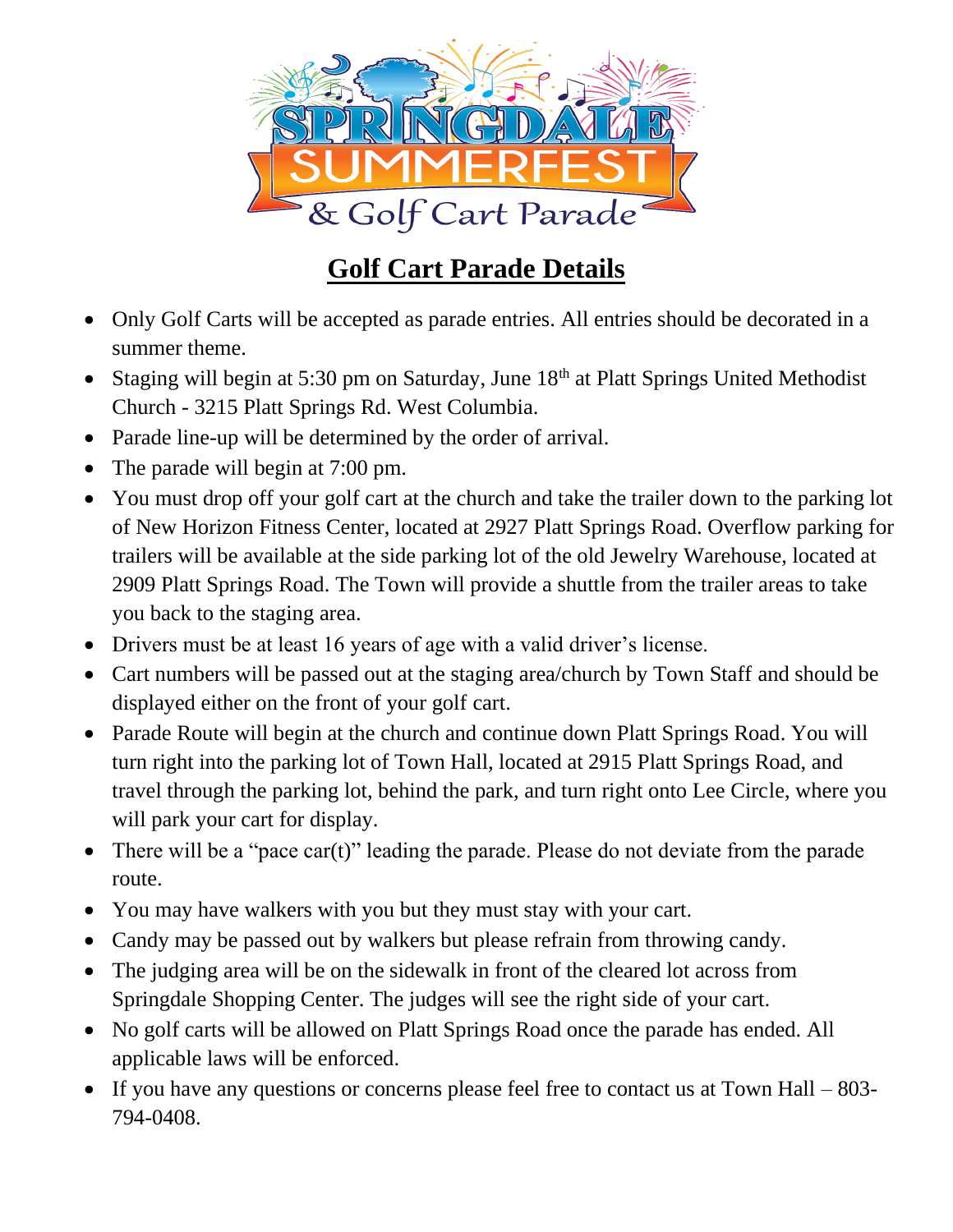## Golf Cart Parade Details

- Only Golf Carts will be accepted as parade entries. All entries should be decorated in a summer theme.
- Staging will begin at 5:30 pm on Saturday, June 18th at Platt Springs United Methodist Church - 3215 Platt Springs Rd. West Columbia.
- Parade line-up will be determined by the order of arrival.
- The parade will begin at 7:00 pm.
- You must drop off your golf cart at the church and take the trailer down to the parking lot of New Horizon Fitness Center, located at 2927 Platt Springs Road. Overflow parking for trailers will be available at the side parking lot of the old Jewelry Warehouse, located at 2909 Platt Springs Road. The Town will provide a shuttle from the trailer areas to take you back to the staging area.
- Drivers must be at least 16 years of age with a valid driver's license.
- Cart numbers will be passed out at the staging area/church by Town Staff and should be displayed either on the front of your golf cart.
- Parade Route will begin at the church and continue down Platt Springs Road. You will turn right into the parking lot of Town Hall, located at 2915 Platt Springs Road, and travel through the parking lot, behind the park, and turn right onto Lee Circle, where you will park your cart for display.
- There will be a "pace car(t)" leading the parade. Please do not deviate from the parade route.
- You may have walkers with you but they must stay with your cart.
- Candy may be passed out by walkers but please refrain from throwing candy.
- The judging area will be on the sidewalk in front of the cleared lot across from Springdale Shopping Center. The judges will see the right side of your cart.
- No golf carts will be allowed on Platt Springs Road once the parade has ended. All applicable laws will be enforced.
- If you have any questions or concerns please feel free to contact us at Town Hall – 803-794-0408.